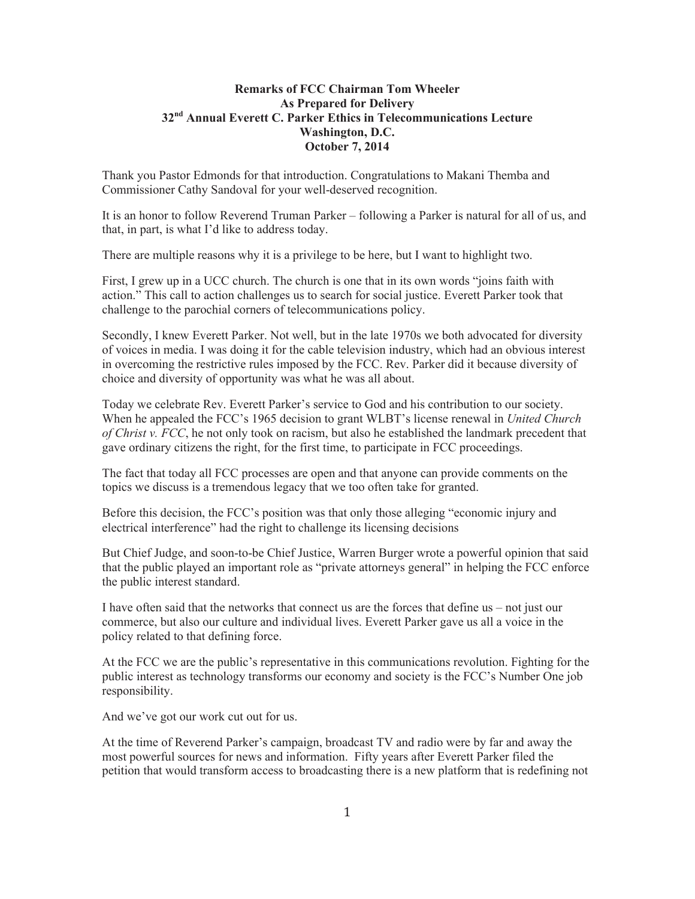**Remarks of FCC Chairman Tom Wheeler**
**As Prepared for Delivery**
**32nd Annual Everett C. Parker Ethics in Telecommunications Lecture**
**Washington, D.C.**
**October 7, 2014**

Thank you Pastor Edmonds for that introduction. Congratulations to Makani Themba and Commissioner Cathy Sandoval for your well-deserved recognition.

It is an honor to follow Reverend Truman Parker – following a Parker is natural for all of us, and that, in part, is what I'd like to address today.

There are multiple reasons why it is a privilege to be here, but I want to highlight two.

First, I grew up in a UCC church. The church is one that in its own words "joins faith with action." This call to action challenges us to search for social justice. Everett Parker took that challenge to the parochial corners of telecommunications policy.

Secondly, I knew Everett Parker. Not well, but in the late 1970s we both advocated for diversity of voices in media. I was doing it for the cable television industry, which had an obvious interest in overcoming the restrictive rules imposed by the FCC. Rev. Parker did it because diversity of choice and diversity of opportunity was what he was all about.

Today we celebrate Rev. Everett Parker's service to God and his contribution to our society. When he appealed the FCC's 1965 decision to grant WLBT's license renewal in *United Church of Christ v. FCC*, he not only took on racism, but also he established the landmark precedent that gave ordinary citizens the right, for the first time, to participate in FCC proceedings.

The fact that today all FCC processes are open and that anyone can provide comments on the topics we discuss is a tremendous legacy that we too often take for granted.

Before this decision, the FCC's position was that only those alleging "economic injury and electrical interference" had the right to challenge its licensing decisions

But Chief Judge, and soon-to-be Chief Justice, Warren Burger wrote a powerful opinion that said that the public played an important role as "private attorneys general" in helping the FCC enforce the public interest standard.

I have often said that the networks that connect us are the forces that define us – not just our commerce, but also our culture and individual lives. Everett Parker gave us all a voice in the policy related to that defining force.

At the FCC we are the public's representative in this communications revolution. Fighting for the public interest as technology transforms our economy and society is the FCC's Number One job responsibility.

And we've got our work cut out for us.

At the time of Reverend Parker's campaign, broadcast TV and radio were by far and away the most powerful sources for news and information. Fifty years after Everett Parker filed the petition that would transform access to broadcasting there is a new platform that is redefining not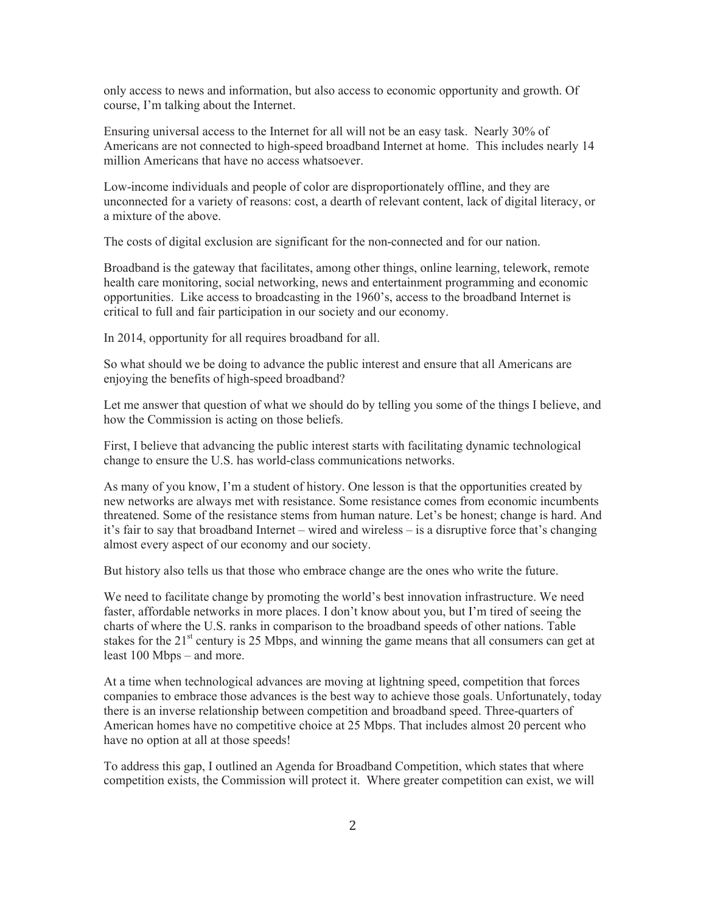only access to news and information, but also access to economic opportunity and growth. Of course, I'm talking about the Internet.

Ensuring universal access to the Internet for all will not be an easy task. Nearly 30% of Americans are not connected to high-speed broadband Internet at home. This includes nearly 14 million Americans that have no access whatsoever.

Low-income individuals and people of color are disproportionately offline, and they are unconnected for a variety of reasons: cost, a dearth of relevant content, lack of digital literacy, or a mixture of the above.

The costs of digital exclusion are significant for the non-connected and for our nation.

Broadband is the gateway that facilitates, among other things, online learning, telework, remote health care monitoring, social networking, news and entertainment programming and economic opportunities. Like access to broadcasting in the 1960's, access to the broadband Internet is critical to full and fair participation in our society and our economy.

In 2014, opportunity for all requires broadband for all.

So what should we be doing to advance the public interest and ensure that all Americans are enjoying the benefits of high-speed broadband?

Let me answer that question of what we should do by telling you some of the things I believe, and how the Commission is acting on those beliefs.

First, I believe that advancing the public interest starts with facilitating dynamic technological change to ensure the U.S. has world-class communications networks.

As many of you know, I'm a student of history. One lesson is that the opportunities created by new networks are always met with resistance. Some resistance comes from economic incumbents threatened. Some of the resistance stems from human nature. Let's be honest; change is hard. And it's fair to say that broadband Internet – wired and wireless – is a disruptive force that's changing almost every aspect of our economy and our society.

But history also tells us that those who embrace change are the ones who write the future.

We need to facilitate change by promoting the world's best innovation infrastructure. We need faster, affordable networks in more places. I don't know about you, but I'm tired of seeing the charts of where the U.S. ranks in comparison to the broadband speeds of other nations. Table stakes for the 21st century is 25 Mbps, and winning the game means that all consumers can get at least 100 Mbps – and more.

At a time when technological advances are moving at lightning speed, competition that forces companies to embrace those advances is the best way to achieve those goals. Unfortunately, today there is an inverse relationship between competition and broadband speed. Three-quarters of American homes have no competitive choice at 25 Mbps. That includes almost 20 percent who have no option at all at those speeds!

To address this gap, I outlined an Agenda for Broadband Competition, which states that where competition exists, the Commission will protect it. Where greater competition can exist, we will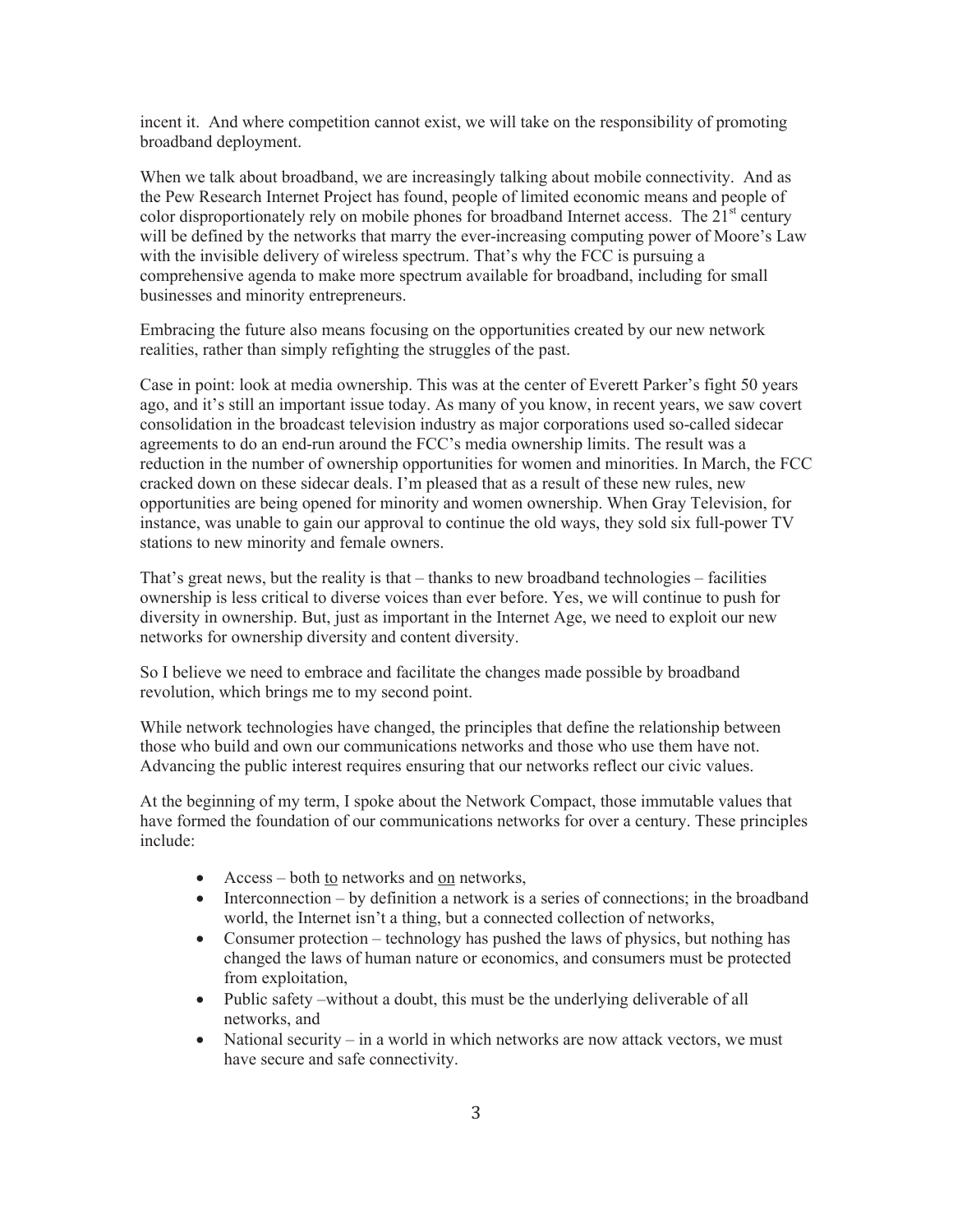incent it. And where competition cannot exist, we will take on the responsibility of promoting broadband deployment.

When we talk about broadband, we are increasingly talking about mobile connectivity. And as the Pew Research Internet Project has found, people of limited economic means and people of color disproportionately rely on mobile phones for broadband Internet access. The 21st century will be defined by the networks that marry the ever-increasing computing power of Moore's Law with the invisible delivery of wireless spectrum. That's why the FCC is pursuing a comprehensive agenda to make more spectrum available for broadband, including for small businesses and minority entrepreneurs.

Embracing the future also means focusing on the opportunities created by our new network realities, rather than simply refighting the struggles of the past.

Case in point: look at media ownership. This was at the center of Everett Parker's fight 50 years ago, and it's still an important issue today. As many of you know, in recent years, we saw covert consolidation in the broadcast television industry as major corporations used so-called sidecar agreements to do an end-run around the FCC's media ownership limits. The result was a reduction in the number of ownership opportunities for women and minorities. In March, the FCC cracked down on these sidecar deals. I'm pleased that as a result of these new rules, new opportunities are being opened for minority and women ownership. When Gray Television, for instance, was unable to gain our approval to continue the old ways, they sold six full-power TV stations to new minority and female owners.

That's great news, but the reality is that – thanks to new broadband technologies – facilities ownership is less critical to diverse voices than ever before. Yes, we will continue to push for diversity in ownership. But, just as important in the Internet Age, we need to exploit our new networks for ownership diversity and content diversity.

So I believe we need to embrace and facilitate the changes made possible by broadband revolution, which brings me to my second point.

While network technologies have changed, the principles that define the relationship between those who build and own our communications networks and those who use them have not. Advancing the public interest requires ensuring that our networks reflect our civic values.

At the beginning of my term, I spoke about the Network Compact, those immutable values that have formed the foundation of our communications networks for over a century. These principles include:

- Access – both to networks and on networks,
- Interconnection – by definition a network is a series of connections; in the broadband world, the Internet isn't a thing, but a connected collection of networks,
- Consumer protection – technology has pushed the laws of physics, but nothing has changed the laws of human nature or economics, and consumers must be protected from exploitation,
- Public safety –without a doubt, this must be the underlying deliverable of all networks, and
- National security – in a world in which networks are now attack vectors, we must have secure and safe connectivity.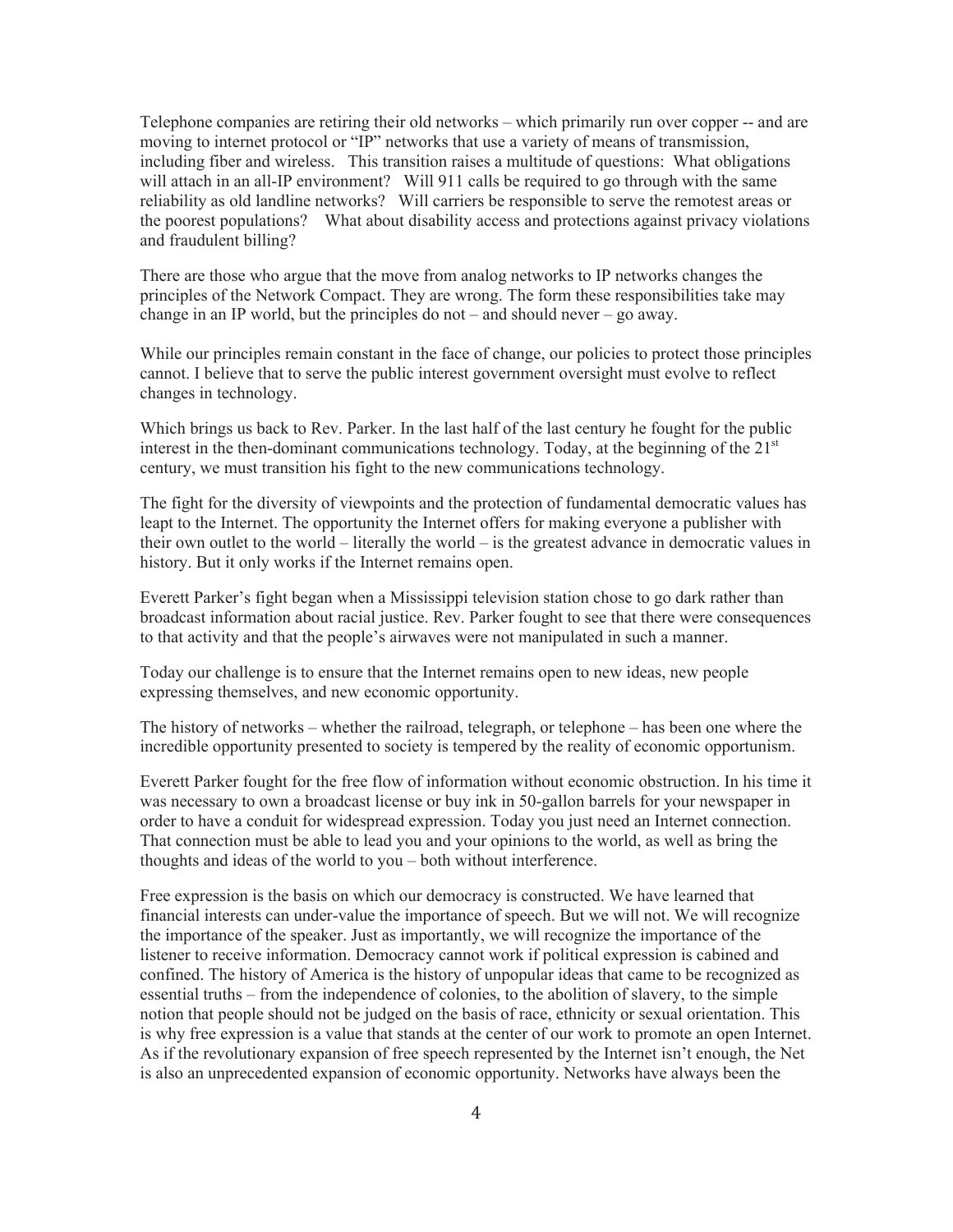Telephone companies are retiring their old networks – which primarily run over copper -- and are moving to internet protocol or "IP" networks that use a variety of means of transmission, including fiber and wireless. This transition raises a multitude of questions: What obligations will attach in an all-IP environment? Will 911 calls be required to go through with the same reliability as old landline networks? Will carriers be responsible to serve the remotest areas or the poorest populations? What about disability access and protections against privacy violations and fraudulent billing?

There are those who argue that the move from analog networks to IP networks changes the principles of the Network Compact. They are wrong. The form these responsibilities take may change in an IP world, but the principles do not – and should never – go away.

While our principles remain constant in the face of change, our policies to protect those principles cannot. I believe that to serve the public interest government oversight must evolve to reflect changes in technology.

Which brings us back to Rev. Parker. In the last half of the last century he fought for the public interest in the then-dominant communications technology. Today, at the beginning of the 21st century, we must transition his fight to the new communications technology.

The fight for the diversity of viewpoints and the protection of fundamental democratic values has leapt to the Internet. The opportunity the Internet offers for making everyone a publisher with their own outlet to the world – literally the world – is the greatest advance in democratic values in history. But it only works if the Internet remains open.

Everett Parker's fight began when a Mississippi television station chose to go dark rather than broadcast information about racial justice. Rev. Parker fought to see that there were consequences to that activity and that the people's airwaves were not manipulated in such a manner.

Today our challenge is to ensure that the Internet remains open to new ideas, new people expressing themselves, and new economic opportunity.

The history of networks – whether the railroad, telegraph, or telephone – has been one where the incredible opportunity presented to society is tempered by the reality of economic opportunism.

Everett Parker fought for the free flow of information without economic obstruction. In his time it was necessary to own a broadcast license or buy ink in 50-gallon barrels for your newspaper in order to have a conduit for widespread expression. Today you just need an Internet connection. That connection must be able to lead you and your opinions to the world, as well as bring the thoughts and ideas of the world to you – both without interference.

Free expression is the basis on which our democracy is constructed. We have learned that financial interests can under-value the importance of speech. But we will not. We will recognize the importance of the speaker. Just as importantly, we will recognize the importance of the listener to receive information. Democracy cannot work if political expression is cabined and confined. The history of America is the history of unpopular ideas that came to be recognized as essential truths – from the independence of colonies, to the abolition of slavery, to the simple notion that people should not be judged on the basis of race, ethnicity or sexual orientation. This is why free expression is a value that stands at the center of our work to promote an open Internet. As if the revolutionary expansion of free speech represented by the Internet isn't enough, the Net is also an unprecedented expansion of economic opportunity. Networks have always been the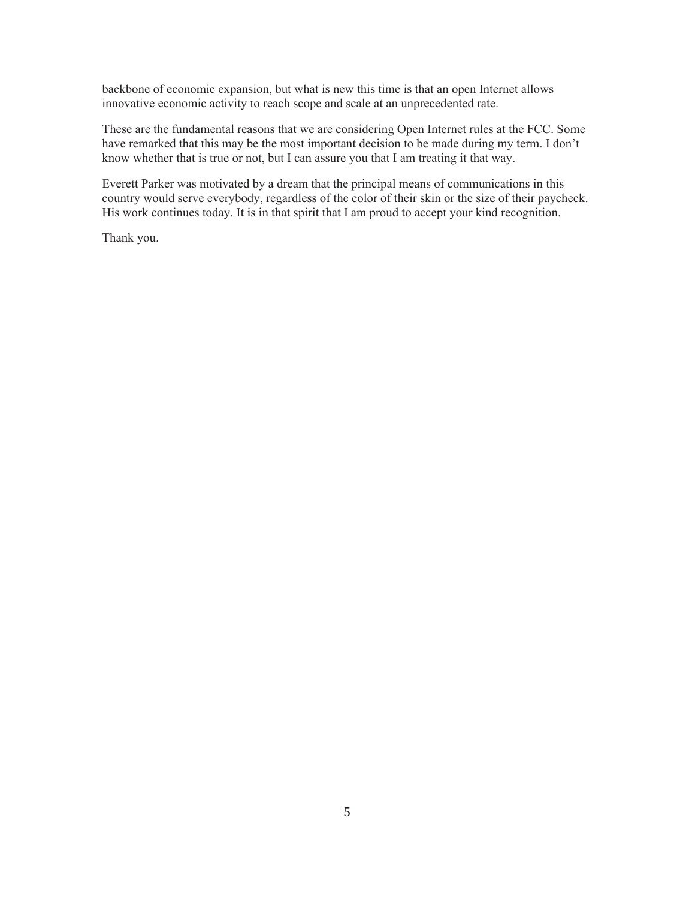backbone of economic expansion, but what is new this time is that an open Internet allows innovative economic activity to reach scope and scale at an unprecedented rate.

These are the fundamental reasons that we are considering Open Internet rules at the FCC. Some have remarked that this may be the most important decision to be made during my term. I don't know whether that is true or not, but I can assure you that I am treating it that way.

Everett Parker was motivated by a dream that the principal means of communications in this country would serve everybody, regardless of the color of their skin or the size of their paycheck. His work continues today. It is in that spirit that I am proud to accept your kind recognition.

Thank you.